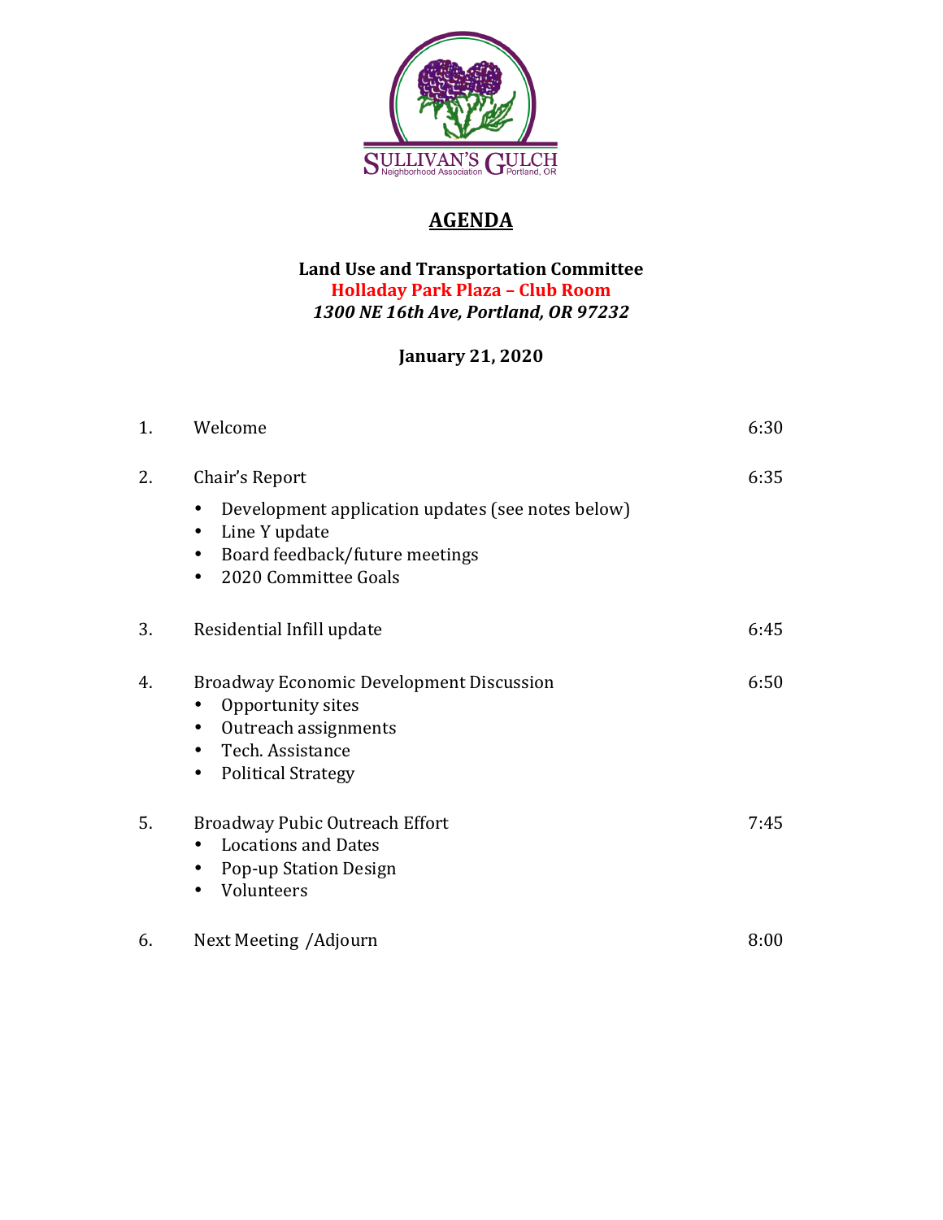SULLIVAN'S GULCH
Neighborhood Association Portland, OR

# AGENDA

**Land Use and Transportation Committee**
**Holladay Park Plaza – Club Room**
***1300 NE 16th Ave, Portland, OR 97232***

**January 21, 2020**

| | | |
|---|---|---|
| 1. | Welcome | 6:30 |
| 2. | Chair's Report<br>• Development application updates (see notes below)<br>• Line Y update<br>• Board feedback/future meetings<br>• 2020 Committee Goals | 6:35 |
| 3. | Residential Infill update | 6:45 |
| 4. | Broadway Economic Development Discussion<br>• Opportunity sites<br>• Outreach assignments<br>• Tech. Assistance<br>• Political Strategy | 6:50 |
| 5. | Broadway Pubic Outreach Effort<br>• Locations and Dates<br>• Pop-up Station Design<br>• Volunteers | 7:45 |
| 6. | Next Meeting /Adjourn | 8:00 |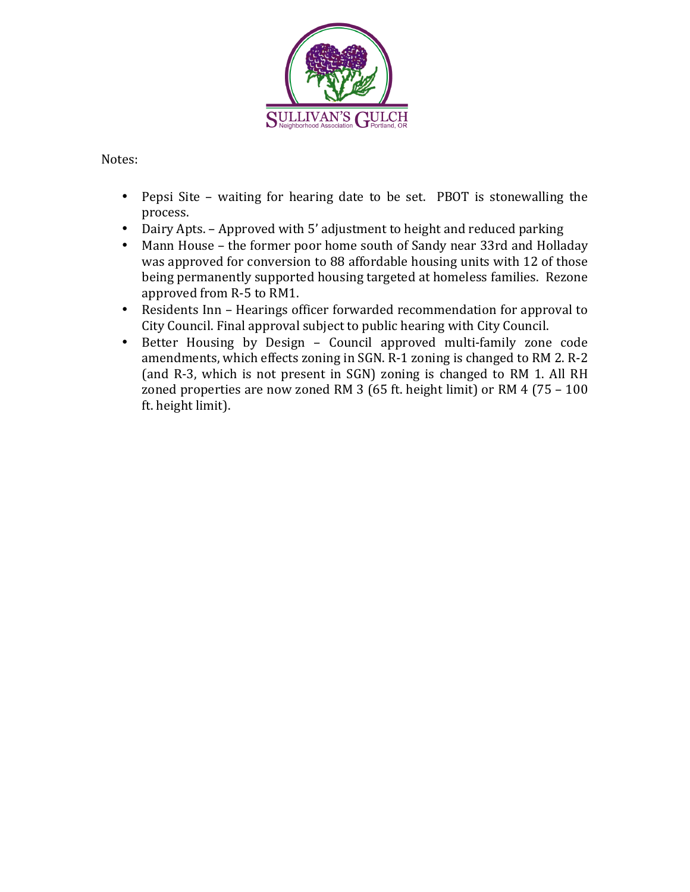Notes:

- Pepsi Site – waiting for hearing date to be set. PBOT is stonewalling the process.
- Dairy Apts. – Approved with 5' adjustment to height and reduced parking
- Mann House – the former poor home south of Sandy near 33rd and Holladay was approved for conversion to 88 affordable housing units with 12 of those being permanently supported housing targeted at homeless families. Rezone approved from R-5 to RM1.
- Residents Inn – Hearings officer forwarded recommendation for approval to City Council. Final approval subject to public hearing with City Council.
- Better Housing by Design – Council approved multi-family zone code amendments, which effects zoning in SGN. R-1 zoning is changed to RM 2. R-2 (and R-3, which is not present in SGN) zoning is changed to RM 1. All RH zoned properties are now zoned RM 3 (65 ft. height limit) or RM 4 (75 – 100 ft. height limit).